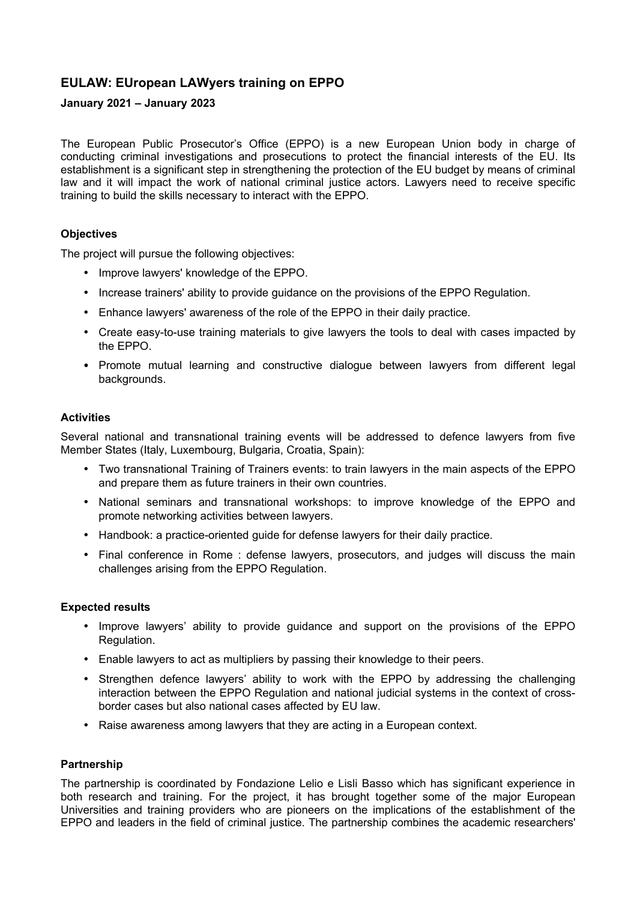## EULAW: EUropean LAWyers training on EPPO

### January 2021 – January 2023

The European Public Prosecutor's Office (EPPO) is a new European Union body in charge of conducting criminal investigations and prosecutions to protect the financial interests of the EU. Its establishment is a significant step in strengthening the protection of the EU budget by means of criminal law and it will impact the work of national criminal justice actors. Lawyers need to receive specific training to build the skills necessary to interact with the EPPO.

### Objectives

The project will pursue the following objectives:

- Improve lawyers' knowledge of the EPPO.
- Increase trainers' ability to provide guidance on the provisions of the EPPO Regulation.
- Enhance lawyers' awareness of the role of the EPPO in their daily practice.
- Create easy-to-use training materials to give lawyers the tools to deal with cases impacted by the EPPO.
- Promote mutual learning and constructive dialogue between lawyers from different legal backgrounds.

### Activities

Several national and transnational training events will be addressed to defence lawyers from five Member States (Italy, Luxembourg, Bulgaria, Croatia, Spain):

- Two transnational Training of Trainers events: to train lawyers in the main aspects of the EPPO and prepare them as future trainers in their own countries.
- National seminars and transnational workshops: to improve knowledge of the EPPO and promote networking activities between lawyers.
- Handbook: a practice-oriented guide for defense lawyers for their daily practice.
- Final conference in Rome : defense lawyers, prosecutors, and judges will discuss the main challenges arising from the EPPO Regulation.

### Expected results

- Improve lawyers' ability to provide guidance and support on the provisions of the EPPO Regulation.
- Enable lawyers to act as multipliers by passing their knowledge to their peers.
- Strengthen defence lawyers' ability to work with the EPPO by addressing the challenging interaction between the EPPO Regulation and national judicial systems in the context of cross-border cases but also national cases affected by EU law.
- Raise awareness among lawyers that they are acting in a European context.

### Partnership

The partnership is coordinated by Fondazione Lelio e Lisli Basso which has significant experience in both research and training. For the project, it has brought together some of the major European Universities and training providers who are pioneers on the implications of the establishment of the EPPO and leaders in the field of criminal justice. The partnership combines the academic researchers'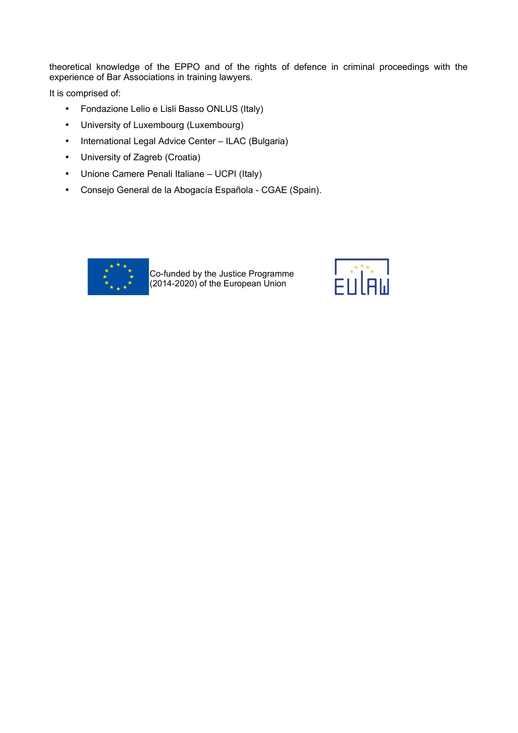theoretical knowledge of the EPPO and of the rights of defence in criminal proceedings with the experience of Bar Associations in training lawyers.

It is comprised of:

- Fondazione Lelio e Lisli Basso ONLUS (Italy)
- University of Luxembourg (Luxembourg)
- International Legal Advice Center – ILAC (Bulgaria)
- University of Zagreb (Croatia)
- Unione Camere Penali Italiane – UCPI (Italy)
- Consejo General de la Abogacía Española - CGAE (Spain).

Co-funded by the Justice Programme (2014-2020) of the European Union

EULAW